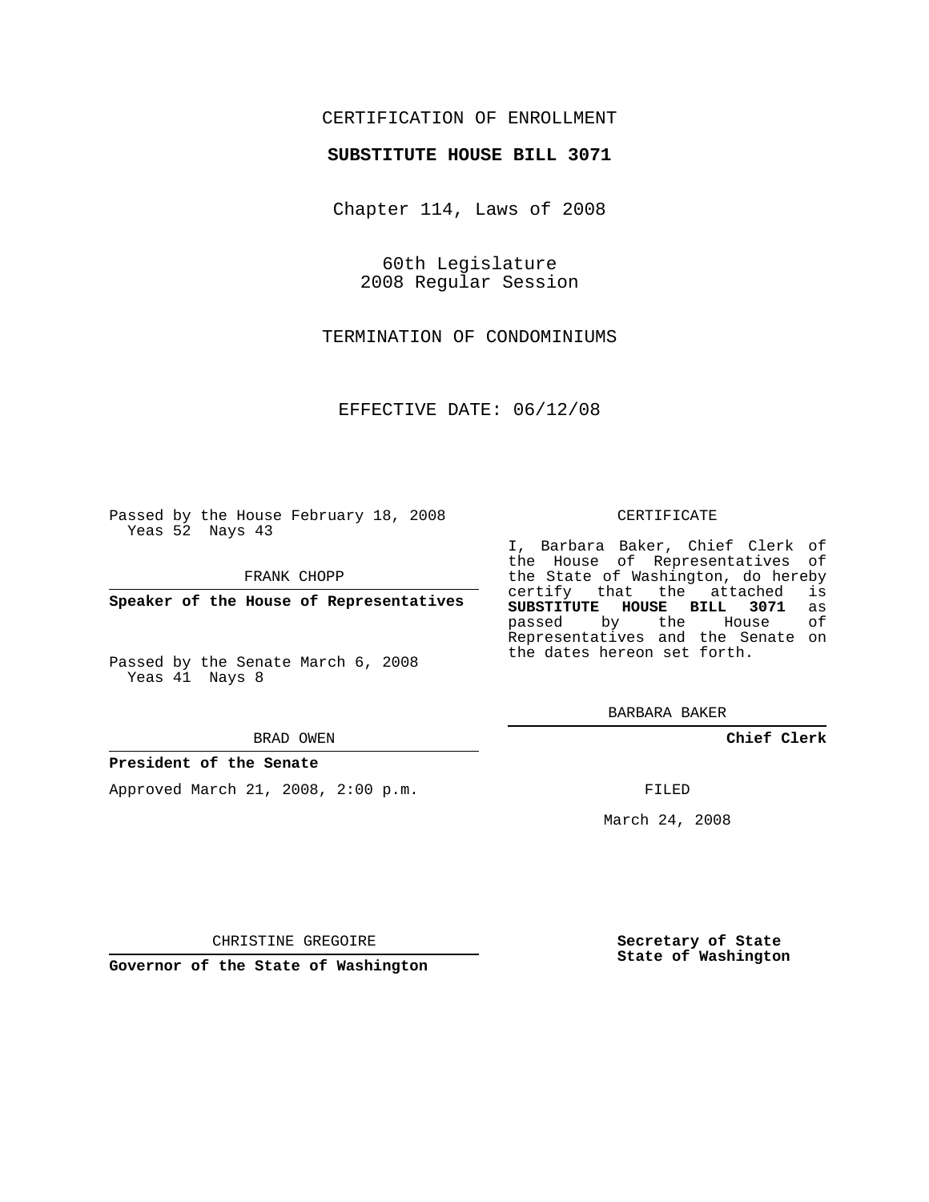CERTIFICATION OF ENROLLMENT

**SUBSTITUTE HOUSE BILL 3071**

Chapter 114, Laws of 2008

60th Legislature
2008 Regular Session

TERMINATION OF CONDOMINIUMS

EFFECTIVE DATE: 06/12/08

Passed by the House February 18, 2008
Yeas 52 Nays 43

FRANK CHOPP

**Speaker of the House of Representatives**

Passed by the Senate March 6, 2008
Yeas 41 Nays 8

BRAD OWEN

**President of the Senate**

Approved March 21, 2008, 2:00 p.m.

CHRISTINE GREGOIRE

**Governor of the State of Washington**

CERTIFICATE

I, Barbara Baker, Chief Clerk of the House of Representatives of the State of Washington, do hereby certify that the attached is **SUBSTITUTE HOUSE BILL 3071** as passed by the House of Representatives and the Senate on the dates hereon set forth.

BARBARA BAKER

**Chief Clerk**

FILED

March 24, 2008

**Secretary of State**
**State of Washington**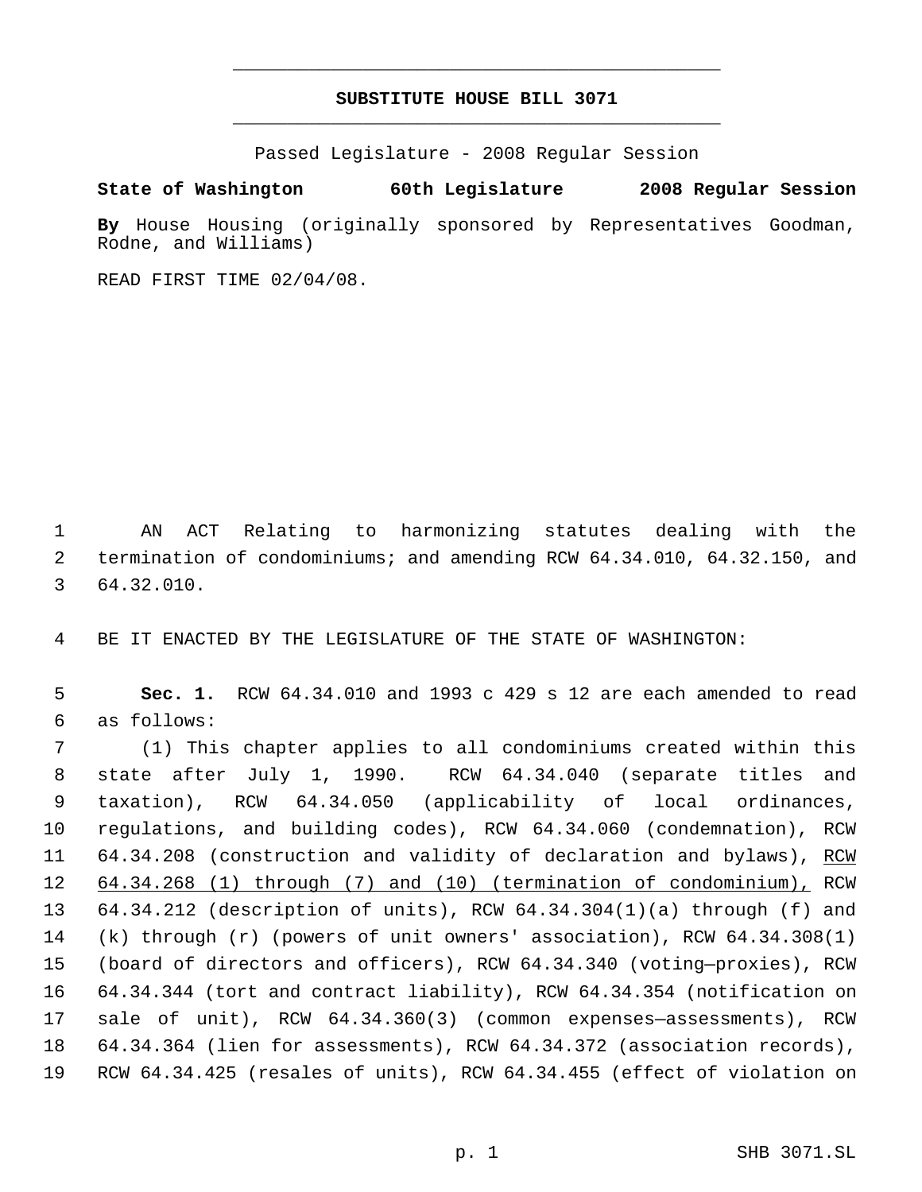# SUBSTITUTE HOUSE BILL 3071

Passed Legislature - 2008 Regular Session

**State of Washington 60th Legislature 2008 Regular Session**

**By** House Housing (originally sponsored by Representatives Goodman, Rodne, and Williams)

READ FIRST TIME 02/04/08.

AN ACT Relating to harmonizing statutes dealing with the termination of condominiums; and amending RCW 64.34.010, 64.32.150, and 64.32.010.

BE IT ENACTED BY THE LEGISLATURE OF THE STATE OF WASHINGTON:

**Sec. 1.** RCW 64.34.010 and 1993 c 429 s 12 are each amended to read as follows:

(1) This chapter applies to all condominiums created within this state after July 1, 1990. RCW 64.34.040 (separate titles and taxation), RCW 64.34.050 (applicability of local ordinances, regulations, and building codes), RCW 64.34.060 (condemnation), RCW 64.34.208 (construction and validity of declaration and bylaws), <u>RCW 64.34.268 (1) through (7) and (10) (termination of condominium),</u> RCW 64.34.212 (description of units), RCW 64.34.304(1)(a) through (f) and (k) through (r) (powers of unit owners' association), RCW 64.34.308(1) (board of directors and officers), RCW 64.34.340 (voting—proxies), RCW 64.34.344 (tort and contract liability), RCW 64.34.354 (notification on sale of unit), RCW 64.34.360(3) (common expenses—assessments), RCW 64.34.364 (lien for assessments), RCW 64.34.372 (association records), RCW 64.34.425 (resales of units), RCW 64.34.455 (effect of violation on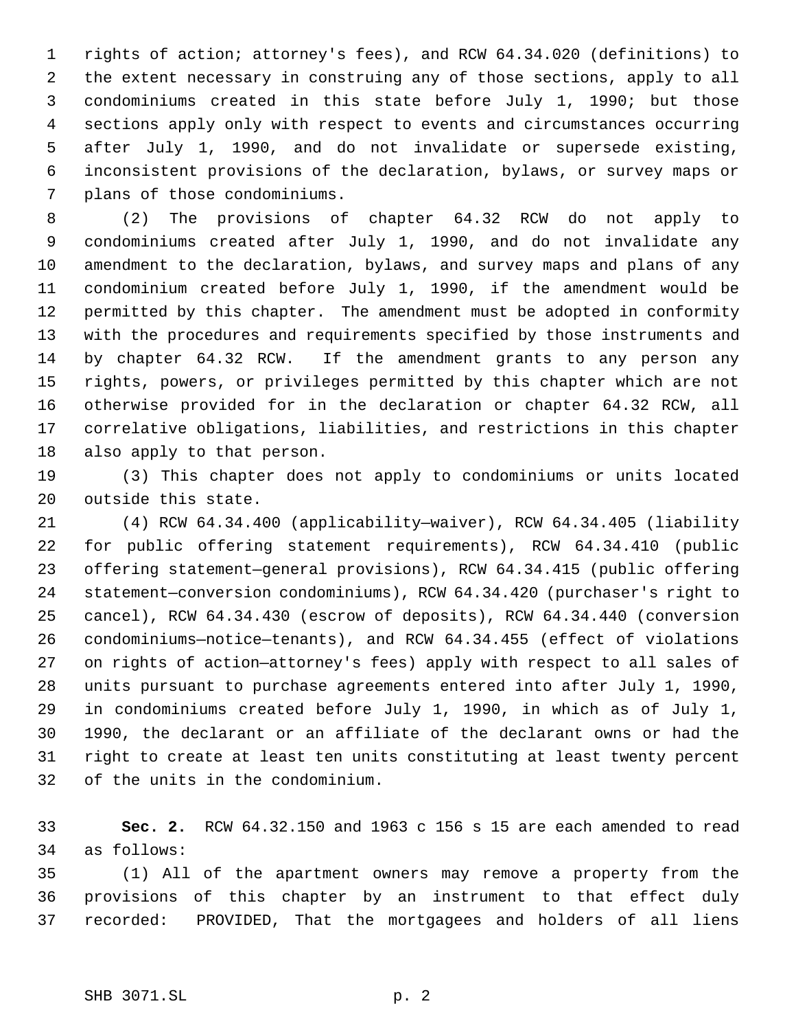rights of action; attorney's fees), and RCW 64.34.020 (definitions) to the extent necessary in construing any of those sections, apply to all condominiums created in this state before July 1, 1990; but those sections apply only with respect to events and circumstances occurring after July 1, 1990, and do not invalidate or supersede existing, inconsistent provisions of the declaration, bylaws, or survey maps or plans of those condominiums.

(2) The provisions of chapter 64.32 RCW do not apply to condominiums created after July 1, 1990, and do not invalidate any amendment to the declaration, bylaws, and survey maps and plans of any condominium created before July 1, 1990, if the amendment would be permitted by this chapter. The amendment must be adopted in conformity with the procedures and requirements specified by those instruments and by chapter 64.32 RCW. If the amendment grants to any person any rights, powers, or privileges permitted by this chapter which are not otherwise provided for in the declaration or chapter 64.32 RCW, all correlative obligations, liabilities, and restrictions in this chapter also apply to that person.

(3) This chapter does not apply to condominiums or units located outside this state.

(4) RCW 64.34.400 (applicability—waiver), RCW 64.34.405 (liability for public offering statement requirements), RCW 64.34.410 (public offering statement—general provisions), RCW 64.34.415 (public offering statement—conversion condominiums), RCW 64.34.420 (purchaser's right to cancel), RCW 64.34.430 (escrow of deposits), RCW 64.34.440 (conversion condominiums—notice—tenants), and RCW 64.34.455 (effect of violations on rights of action—attorney's fees) apply with respect to all sales of units pursuant to purchase agreements entered into after July 1, 1990, in condominiums created before July 1, 1990, in which as of July 1, 1990, the declarant or an affiliate of the declarant owns or had the right to create at least ten units constituting at least twenty percent of the units in the condominium.

**Sec. 2.** RCW 64.32.150 and 1963 c 156 s 15 are each amended to read as follows:

(1) All of the apartment owners may remove a property from the provisions of this chapter by an instrument to that effect duly recorded: PROVIDED, That the mortgagees and holders of all liens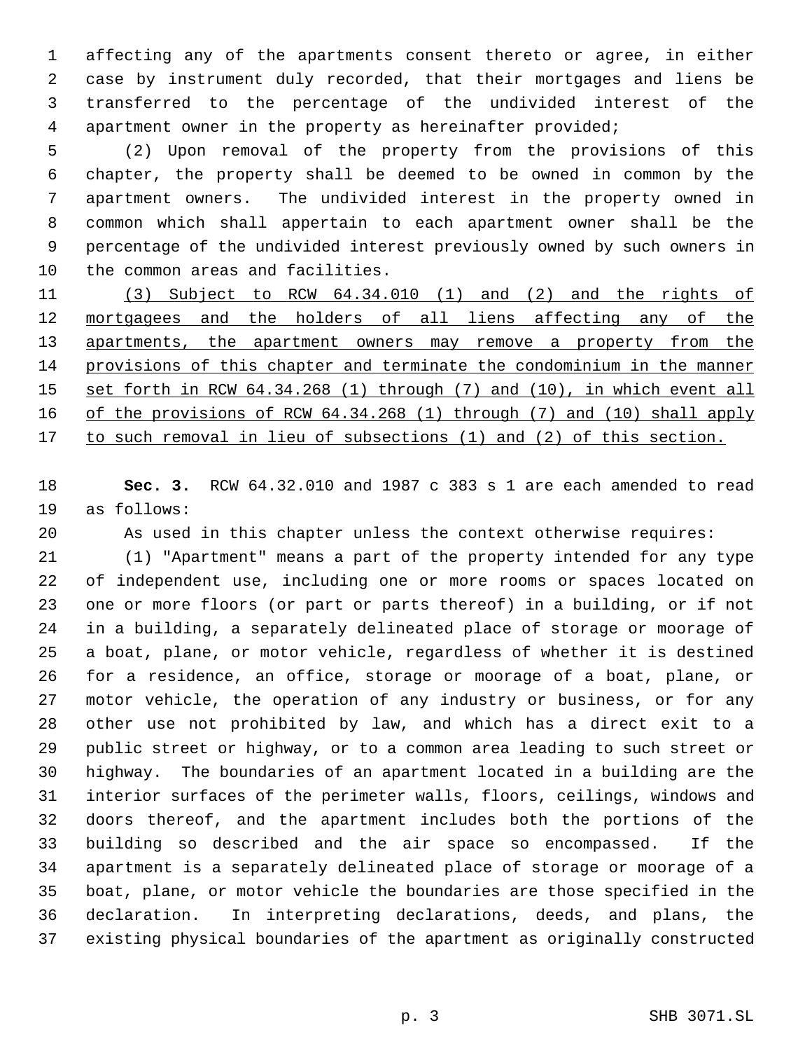affecting any of the apartments consent thereto or agree, in either case by instrument duly recorded, that their mortgages and liens be transferred to the percentage of the undivided interest of the apartment owner in the property as hereinafter provided;

(2) Upon removal of the property from the provisions of this chapter, the property shall be deemed to be owned in common by the apartment owners. The undivided interest in the property owned in common which shall appertain to each apartment owner shall be the percentage of the undivided interest previously owned by such owners in the common areas and facilities.

<u>(3) Subject to RCW 64.34.010 (1) and (2) and the rights of mortgagees and the holders of all liens affecting any of the apartments, the apartment owners may remove a property from the provisions of this chapter and terminate the condominium in the manner set forth in RCW 64.34.268 (1) through (7) and (10), in which event all of the provisions of RCW 64.34.268 (1) through (7) and (10) shall apply to such removal in lieu of subsections (1) and (2) of this section.</u>

**Sec. 3.** RCW 64.32.010 and 1987 c 383 s 1 are each amended to read as follows:

As used in this chapter unless the context otherwise requires:

(1) "Apartment" means a part of the property intended for any type of independent use, including one or more rooms or spaces located on one or more floors (or part or parts thereof) in a building, or if not in a building, a separately delineated place of storage or moorage of a boat, plane, or motor vehicle, regardless of whether it is destined for a residence, an office, storage or moorage of a boat, plane, or motor vehicle, the operation of any industry or business, or for any other use not prohibited by law, and which has a direct exit to a public street or highway, or to a common area leading to such street or highway. The boundaries of an apartment located in a building are the interior surfaces of the perimeter walls, floors, ceilings, windows and doors thereof, and the apartment includes both the portions of the building so described and the air space so encompassed. If the apartment is a separately delineated place of storage or moorage of a boat, plane, or motor vehicle the boundaries are those specified in the declaration. In interpreting declarations, deeds, and plans, the existing physical boundaries of the apartment as originally constructed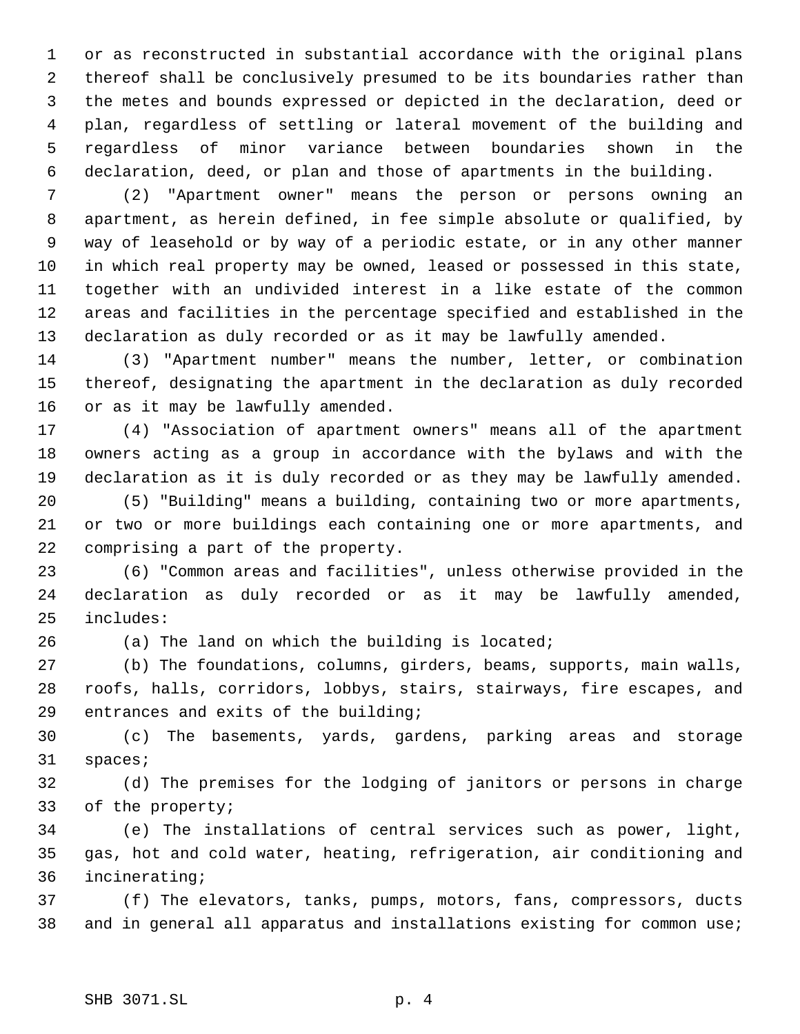or as reconstructed in substantial accordance with the original plans thereof shall be conclusively presumed to be its boundaries rather than the metes and bounds expressed or depicted in the declaration, deed or plan, regardless of settling or lateral movement of the building and regardless of minor variance between boundaries shown in the declaration, deed, or plan and those of apartments in the building.

(2) "Apartment owner" means the person or persons owning an apartment, as herein defined, in fee simple absolute or qualified, by way of leasehold or by way of a periodic estate, or in any other manner in which real property may be owned, leased or possessed in this state, together with an undivided interest in a like estate of the common areas and facilities in the percentage specified and established in the declaration as duly recorded or as it may be lawfully amended.

(3) "Apartment number" means the number, letter, or combination thereof, designating the apartment in the declaration as duly recorded or as it may be lawfully amended.

(4) "Association of apartment owners" means all of the apartment owners acting as a group in accordance with the bylaws and with the declaration as it is duly recorded or as they may be lawfully amended.

(5) "Building" means a building, containing two or more apartments, or two or more buildings each containing one or more apartments, and comprising a part of the property.

(6) "Common areas and facilities", unless otherwise provided in the declaration as duly recorded or as it may be lawfully amended, includes:

(a) The land on which the building is located;

(b) The foundations, columns, girders, beams, supports, main walls, roofs, halls, corridors, lobbys, stairs, stairways, fire escapes, and entrances and exits of the building;

(c) The basements, yards, gardens, parking areas and storage spaces;

(d) The premises for the lodging of janitors or persons in charge of the property;

(e) The installations of central services such as power, light, gas, hot and cold water, heating, refrigeration, air conditioning and incinerating;

(f) The elevators, tanks, pumps, motors, fans, compressors, ducts and in general all apparatus and installations existing for common use;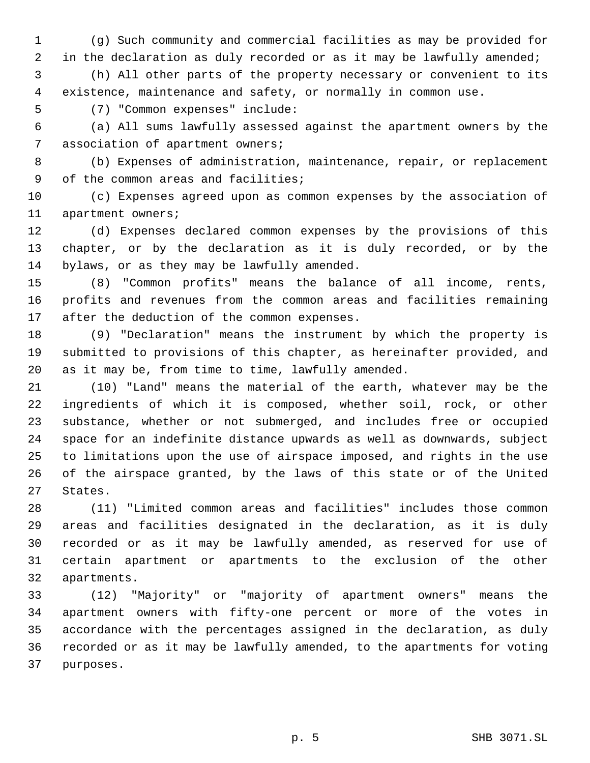(g) Such community and commercial facilities as may be provided for in the declaration as duly recorded or as it may be lawfully amended;

(h) All other parts of the property necessary or convenient to its existence, maintenance and safety, or normally in common use.

(7) "Common expenses" include:

(a) All sums lawfully assessed against the apartment owners by the association of apartment owners;

(b) Expenses of administration, maintenance, repair, or replacement of the common areas and facilities;

(c) Expenses agreed upon as common expenses by the association of apartment owners;

(d) Expenses declared common expenses by the provisions of this chapter, or by the declaration as it is duly recorded, or by the bylaws, or as they may be lawfully amended.

(8) "Common profits" means the balance of all income, rents, profits and revenues from the common areas and facilities remaining after the deduction of the common expenses.

(9) "Declaration" means the instrument by which the property is submitted to provisions of this chapter, as hereinafter provided, and as it may be, from time to time, lawfully amended.

(10) "Land" means the material of the earth, whatever may be the ingredients of which it is composed, whether soil, rock, or other substance, whether or not submerged, and includes free or occupied space for an indefinite distance upwards as well as downwards, subject to limitations upon the use of airspace imposed, and rights in the use of the airspace granted, by the laws of this state or of the United States.

(11) "Limited common areas and facilities" includes those common areas and facilities designated in the declaration, as it is duly recorded or as it may be lawfully amended, as reserved for use of certain apartment or apartments to the exclusion of the other apartments.

(12) "Majority" or "majority of apartment owners" means the apartment owners with fifty-one percent or more of the votes in accordance with the percentages assigned in the declaration, as duly recorded or as it may be lawfully amended, to the apartments for voting purposes.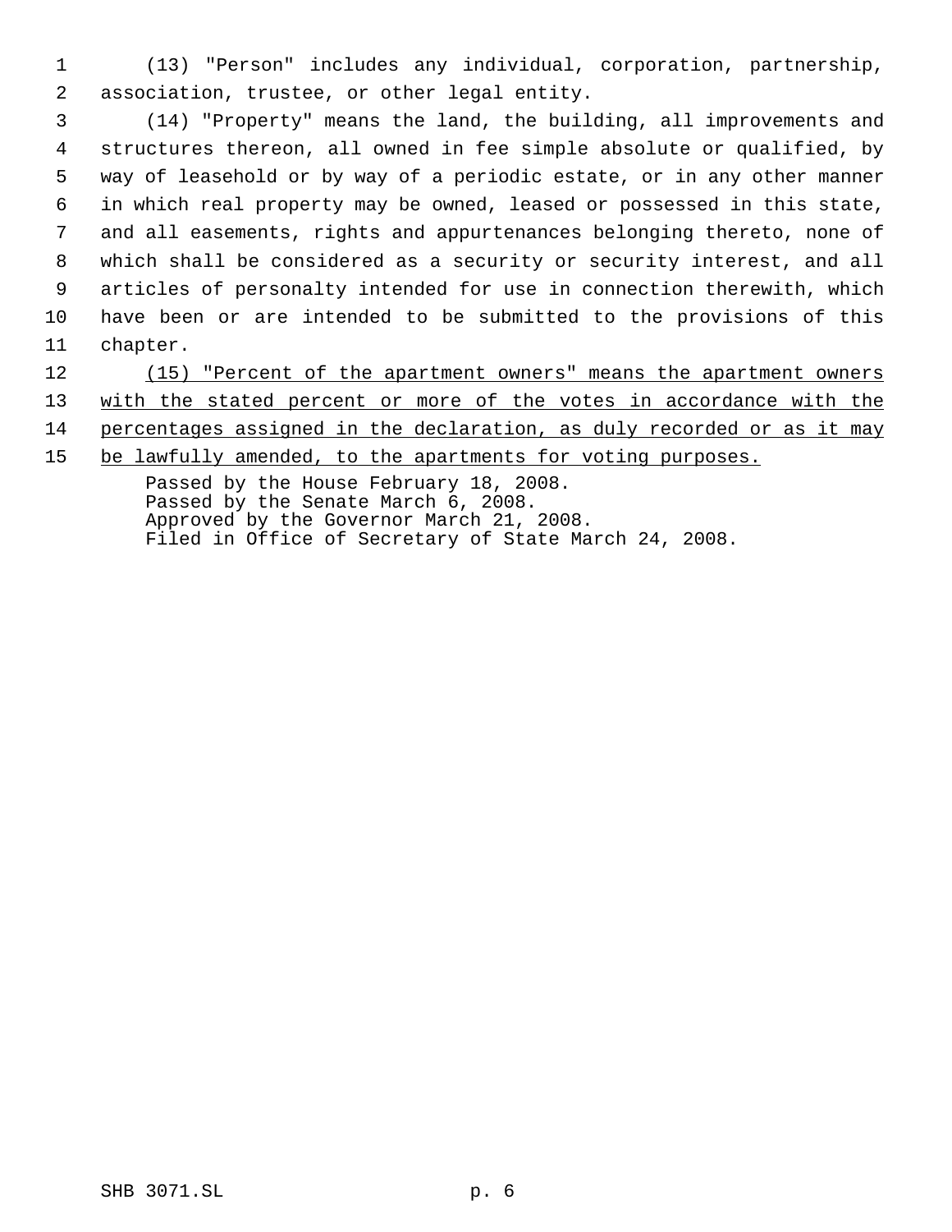(13) "Person" includes any individual, corporation, partnership, association, trustee, or other legal entity.

(14) "Property" means the land, the building, all improvements and structures thereon, all owned in fee simple absolute or qualified, by way of leasehold or by way of a periodic estate, or in any other manner in which real property may be owned, leased or possessed in this state, and all easements, rights and appurtenances belonging thereto, none of which shall be considered as a security or security interest, and all articles of personalty intended for use in connection therewith, which have been or are intended to be submitted to the provisions of this chapter.

<u>(15) "Percent of the apartment owners" means the apartment owners with the stated percent or more of the votes in accordance with the percentages assigned in the declaration, as duly recorded or as it may be lawfully amended, to the apartments for voting purposes.</u>

Passed by the House February 18, 2008.
Passed by the Senate March 6, 2008.
Approved by the Governor March 21, 2008.
Filed in Office of Secretary of State March 24, 2008.